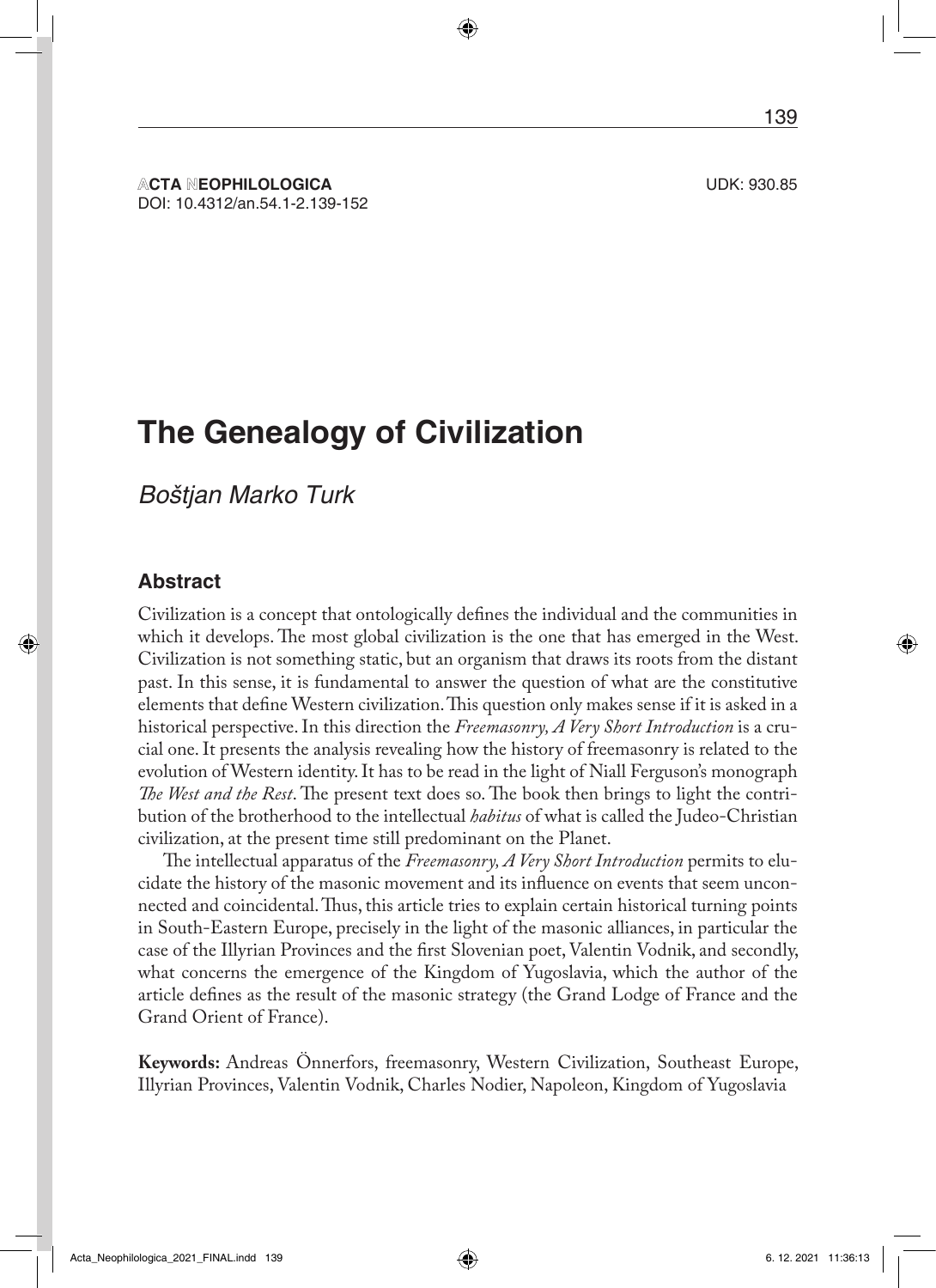ACTA NEOPHILOLOGICA UDK: 930.85
DOI: 10.4312/an.54.1-2.139-152

# The Genealogy of Civilization

*Boštjan Marko Turk*

## Abstract

Civilization is a concept that ontologically defines the individual and the communities in which it develops. The most global civilization is the one that has emerged in the West. Civilization is not something static, but an organism that draws its roots from the distant past. In this sense, it is fundamental to answer the question of what are the constitutive elements that define Western civilization. This question only makes sense if it is asked in a historical perspective. In this direction the *Freemasonry, A Very Short Introduction* is a crucial one. It presents the analysis revealing how the history of freemasonry is related to the evolution of Western identity. It has to be read in the light of Niall Ferguson's monograph *The West and the Rest*. The present text does so. The book then brings to light the contribution of the brotherhood to the intellectual *habitus* of what is called the Judeo-Christian civilization, at the present time still predominant on the Planet.

The intellectual apparatus of the *Freemasonry, A Very Short Introduction* permits to elucidate the history of the masonic movement and its influence on events that seem unconnected and coincidental. Thus, this article tries to explain certain historical turning points in South-Eastern Europe, precisely in the light of the masonic alliances, in particular the case of the Illyrian Provinces and the first Slovenian poet, Valentin Vodnik, and secondly, what concerns the emergence of the Kingdom of Yugoslavia, which the author of the article defines as the result of the masonic strategy (the Grand Lodge of France and the Grand Orient of France).

**Keywords:** Andreas Önnerfors, freemasonry, Western Civilization, Southeast Europe, Illyrian Provinces, Valentin Vodnik, Charles Nodier, Napoleon, Kingdom of Yugoslavia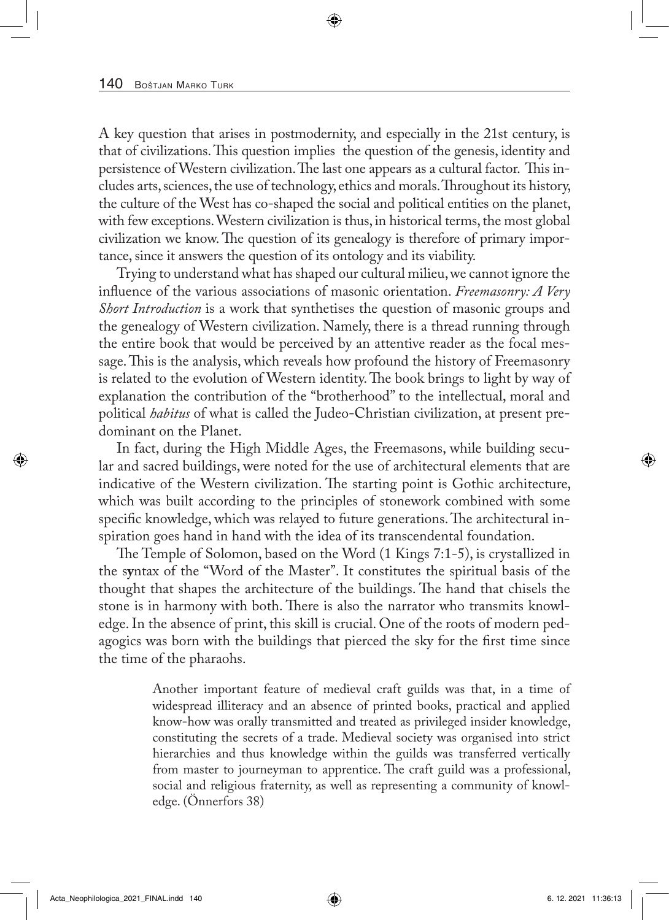A key question that arises in postmodernity, and especially in the 21st century, is that of civilizations. This question implies  the question of the genesis, identity and persistence of Western civilization. The last one appears as a cultural factor.  This includes arts, sciences, the use of technology, ethics and morals. Throughout its history, the culture of the West has co-shaped the social and political entities on the planet, with few exceptions. Western civilization is thus, in historical terms, the most global civilization we know. The question of its genealogy is therefore of primary importance, since it answers the question of its ontology and its viability.

Trying to understand what has shaped our cultural milieu, we cannot ignore the influence of the various associations of masonic orientation. *Freemasonry: A Very Short Introduction* is a work that synthetises the question of masonic groups and the genealogy of Western civilization. Namely, there is a thread running through the entire book that would be perceived by an attentive reader as the focal message. This is the analysis, which reveals how profound the history of Freemasonry is related to the evolution of Western identity. The book brings to light by way of explanation the contribution of the "brotherhood" to the intellectual, moral and political *habitus* of what is called the Judeo-Christian civilization, at present predominant on the Planet.

In fact, during the High Middle Ages, the Freemasons, while building secular and sacred buildings, were noted for the use of architectural elements that are indicative of the Western civilization. The starting point is Gothic architecture, which was built according to the principles of stonework combined with some specific knowledge, which was relayed to future generations. The architectural inspiration goes hand in hand with the idea of its transcendental foundation.

The Temple of Solomon, based on the Word (1 Kings 7:1-5), is crystallized in the syntax of the "Word of the Master". It constitutes the spiritual basis of the thought that shapes the architecture of the buildings. The hand that chisels the stone is in harmony with both. There is also the narrator who transmits knowledge. In the absence of print, this skill is crucial. One of the roots of modern pedagogics was born with the buildings that pierced the sky for the first time since the time of the pharaohs.

> Another important feature of medieval craft guilds was that, in a time of widespread illiteracy and an absence of printed books, practical and applied know-how was orally transmitted and treated as privileged insider knowledge, constituting the secrets of a trade. Medieval society was organised into strict hierarchies and thus knowledge within the guilds was transferred vertically from master to journeyman to apprentice. The craft guild was a professional, social and religious fraternity, as well as representing a community of knowledge. (Önnerfors 38)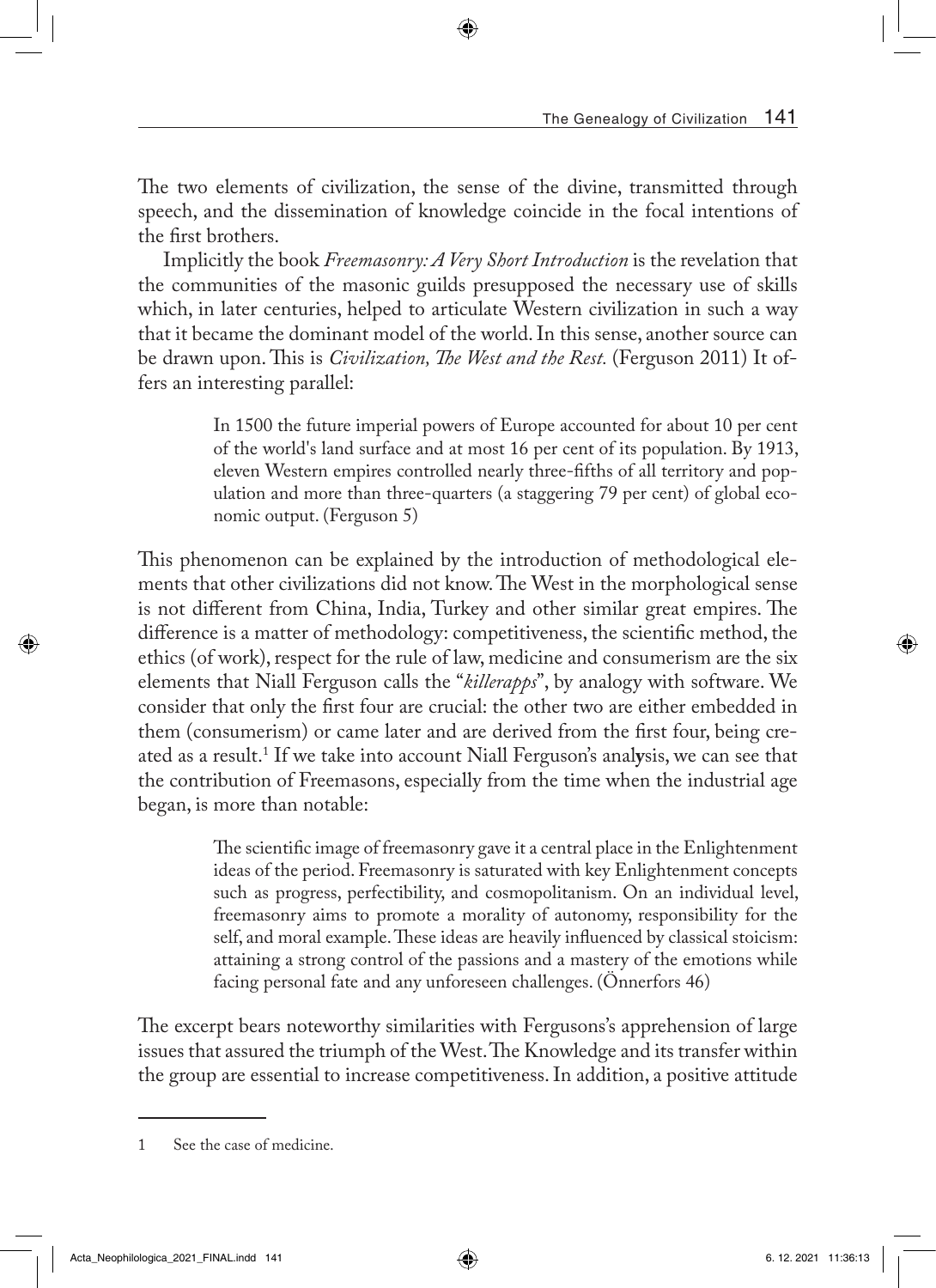The two elements of civilization, the sense of the divine, transmitted through speech, and the dissemination of knowledge coincide in the focal intentions of the first brothers.

Implicitly the book *Freemasonry: A Very Short Introduction* is the revelation that the communities of the masonic guilds presupposed the necessary use of skills which, in later centuries, helped to articulate Western civilization in such a way that it became the dominant model of the world. In this sense, another source can be drawn upon. This is *Civilization, The West and the Rest.* (Ferguson 2011) It offers an interesting parallel:

> In 1500 the future imperial powers of Europe accounted for about 10 per cent of the world's land surface and at most 16 per cent of its population. By 1913, eleven Western empires controlled nearly three-fifths of all territory and population and more than three-quarters (a staggering 79 per cent) of global economic output. (Ferguson 5)

This phenomenon can be explained by the introduction of methodological elements that other civilizations did not know. The West in the morphological sense is not different from China, India, Turkey and other similar great empires. The difference is a matter of methodology: competitiveness, the scientific method, the ethics (of work), respect for the rule of law, medicine and consumerism are the six elements that Niall Ferguson calls the "*killerapps*", by analogy with software. We consider that only the first four are crucial: the other two are either embedded in them (consumerism) or came later and are derived from the first four, being created as a result.[1] If we take into account Niall Ferguson's analysis, we can see that the contribution of Freemasons, especially from the time when the industrial age began, is more than notable:

> The scientific image of freemasonry gave it a central place in the Enlightenment ideas of the period. Freemasonry is saturated with key Enlightenment concepts such as progress, perfectibility, and cosmopolitanism. On an individual level, freemasonry aims to promote a morality of autonomy, responsibility for the self, and moral example. These ideas are heavily influenced by classical stoicism: attaining a strong control of the passions and a mastery of the emotions while facing personal fate and any unforeseen challenges. (Önnerfors 46)

The excerpt bears noteworthy similarities with Fergusons's apprehension of large issues that assured the triumph of the West. The Knowledge and its transfer within the group are essential to increase competitiveness. In addition, a positive attitude

---

1 See the case of medicine.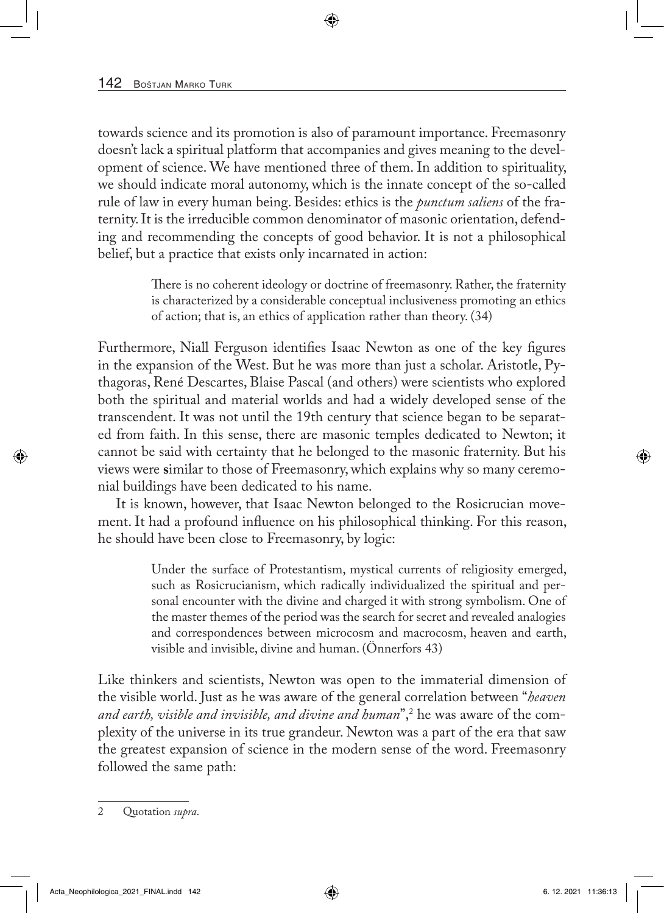towards science and its promotion is also of paramount importance. Freemasonry doesn't lack a spiritual platform that accompanies and gives meaning to the development of science. We have mentioned three of them. In addition to spirituality, we should indicate moral autonomy, which is the innate concept of the so-called rule of law in every human being. Besides: ethics is the *punctum saliens* of the fraternity. It is the irreducible common denominator of masonic orientation, defending and recommending the concepts of good behavior. It is not a philosophical belief, but a practice that exists only incarnated in action:

> There is no coherent ideology or doctrine of freemasonry. Rather, the fraternity is characterized by a considerable conceptual inclusiveness promoting an ethics of action; that is, an ethics of application rather than theory. (34)

Furthermore, Niall Ferguson identifies Isaac Newton as one of the key figures in the expansion of the West. But he was more than just a scholar. Aristotle, Pythagoras, René Descartes, Blaise Pascal (and others) were scientists who explored both the spiritual and material worlds and had a widely developed sense of the transcendent. It was not until the 19th century that science began to be separated from faith. In this sense, there are masonic temples dedicated to Newton; it cannot be said with certainty that he belonged to the masonic fraternity. But his views were **s**imilar to those of Freemasonry, which explains why so many ceremonial buildings have been dedicated to his name.

It is known, however, that Isaac Newton belonged to the Rosicrucian movement. It had a profound influence on his philosophical thinking. For this reason, he should have been close to Freemasonry, by logic:

> Under the surface of Protestantism, mystical currents of religiosity emerged, such as Rosicrucianism, which radically individualized the spiritual and personal encounter with the divine and charged it with strong symbolism. One of the master themes of the period was the search for secret and revealed analogies and correspondences between microcosm and macrocosm, heaven and earth, visible and invisible, divine and human. (Önnerfors 43)

Like thinkers and scientists, Newton was open to the immaterial dimension of the visible world. Just as he was aware of the general correlation between "*heaven and earth, visible and invisible, and divine and human*",[2] he was aware of the complexity of the universe in its true grandeur. Newton was a part of the era that saw the greatest expansion of science in the modern sense of the word. Freemasonry followed the same path:

---

2 Quotation *supra*.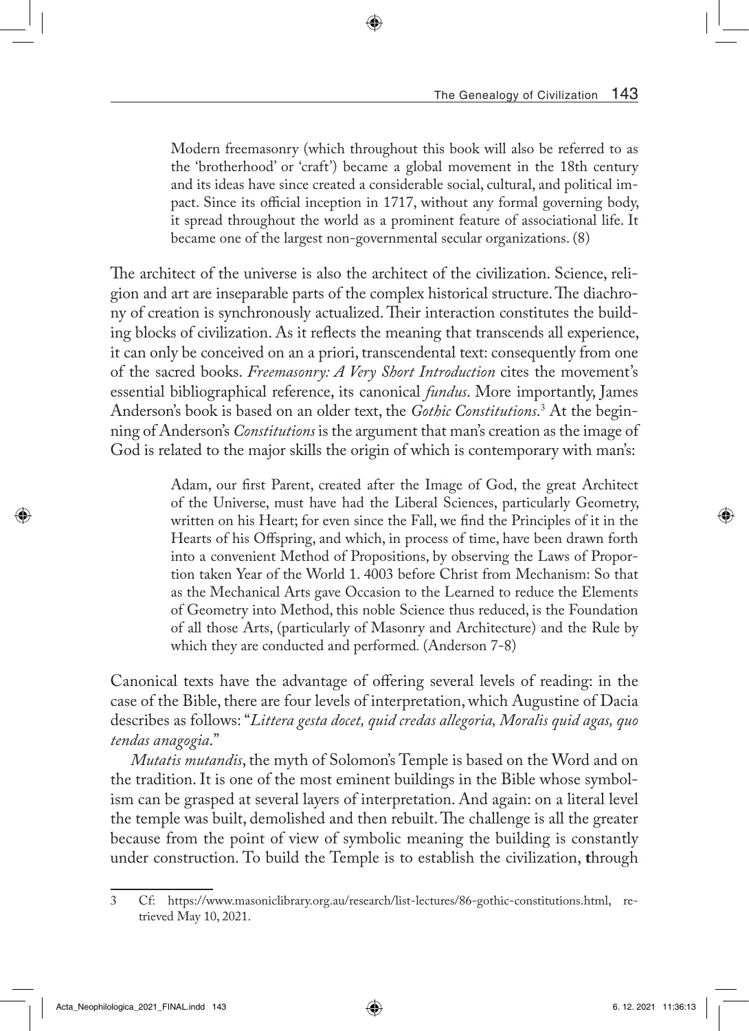> Modern freemasonry (which throughout this book will also be referred to as the 'brotherhood' or 'craft') became a global movement in the 18th century and its ideas have since created a considerable social, cultural, and political impact. Since its official inception in 1717, without any formal governing body, it spread throughout the world as a prominent feature of associational life. It became one of the largest non-governmental secular organizations. (8)

The architect of the universe is also the architect of the civilization. Science, religion and art are inseparable parts of the complex historical structure. The diachrony of creation is synchronously actualized. Their interaction constitutes the building blocks of civilization. As it reflects the meaning that transcends all experience, it can only be conceived on an a priori, transcendental text: consequently from one of the sacred books. *Freemasonry: A Very Short Introduction* cites the movement's essential bibliographical reference, its canonical *fundus*. More importantly, James Anderson's book is based on an older text, the *Gothic Constitutions*.[3] At the beginning of Anderson's *Constitutions* is the argument that man's creation as the image of God is related to the major skills the origin of which is contemporary with man's:

> Adam, our first Parent, created after the Image of God, the great Architect of the Universe, must have had the Liberal Sciences, particularly Geometry, written on his Heart; for even since the Fall, we find the Principles of it in the Hearts of his Offspring, and which, in process of time, have been drawn forth into a convenient Method of Propositions, by observing the Laws of Proportion taken Year of the World 1. 4003 before Christ from Mechanism: So that as the Mechanical Arts gave Occasion to the Learned to reduce the Elements of Geometry into Method, this noble Science thus reduced, is the Foundation of all those Arts, (particularly of Masonry and Architecture) and the Rule by which they are conducted and performed. (Anderson 7-8)

Canonical texts have the advantage of offering several levels of reading: in the case of the Bible, there are four levels of interpretation, which Augustine of Dacia describes as follows: "*Littera gesta docet, quid credas allegoria, Moralis quid agas, quo tendas anagogia*."

*Mutatis mutandis*, the myth of Solomon's Temple is based on the Word and on the tradition. It is one of the most eminent buildings in the Bible whose symbolism can be grasped at several layers of interpretation. And again: on a literal level the temple was built, demolished and then rebuilt. The challenge is all the greater because from the point of view of symbolic meaning the building is constantly under construction. To build the Temple is to establish the civilization, through

---

3 Cf: https://www.masoniclibrary.org.au/research/list-lectures/86-gothic-constitutions.html, retrieved May 10, 2021.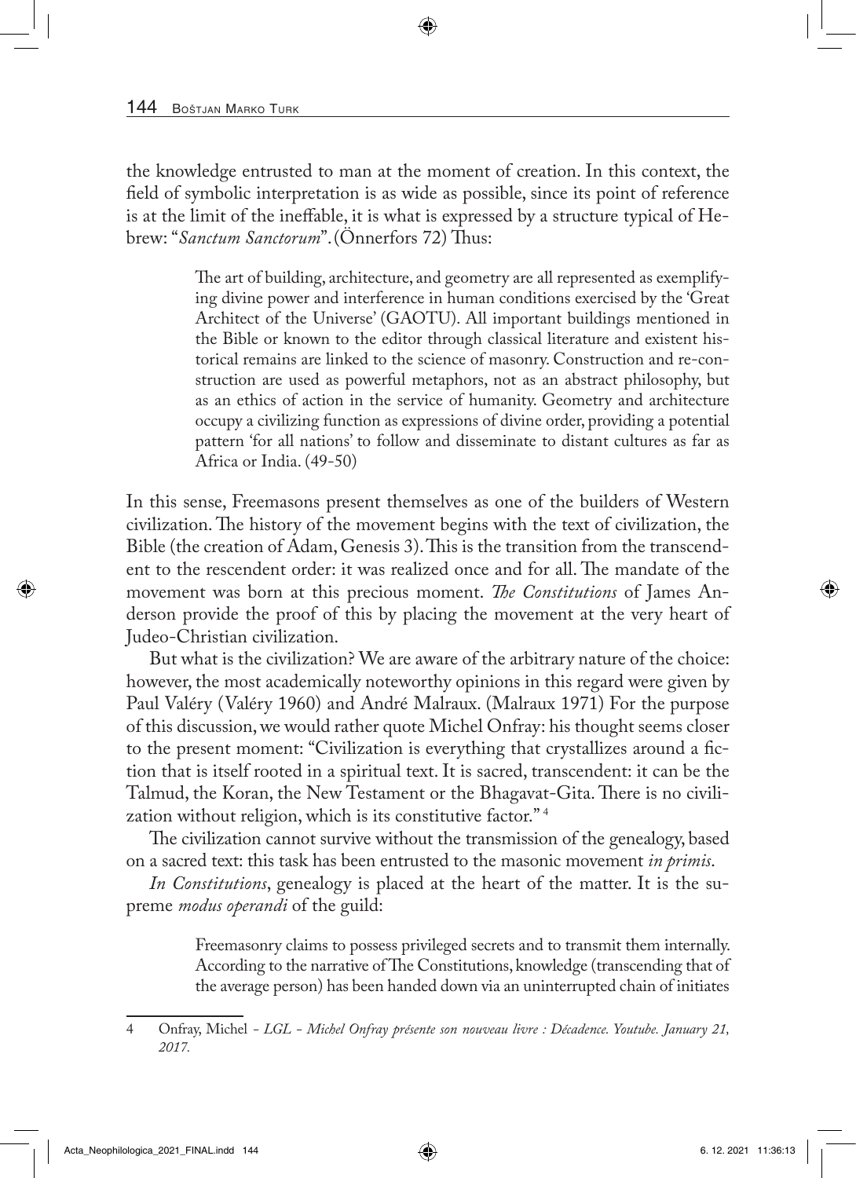the knowledge entrusted to man at the moment of creation. In this context, the field of symbolic interpretation is as wide as possible, since its point of reference is at the limit of the ineffable, it is what is expressed by a structure typical of Hebrew: "*Sanctum Sanctorum*". (Önnerfors 72) Thus:

> The art of building, architecture, and geometry are all represented as exemplifying divine power and interference in human conditions exercised by the 'Great Architect of the Universe' (GAOTU). All important buildings mentioned in the Bible or known to the editor through classical literature and existent historical remains are linked to the science of masonry. Construction and re-construction are used as powerful metaphors, not as an abstract philosophy, but as an ethics of action in the service of humanity. Geometry and architecture occupy a civilizing function as expressions of divine order, providing a potential pattern 'for all nations' to follow and disseminate to distant cultures as far as Africa or India. (49-50)

In this sense, Freemasons present themselves as one of the builders of Western civilization. The history of the movement begins with the text of civilization, the Bible (the creation of Adam, Genesis 3). This is the transition from the transcendent to the rescendent order: it was realized once and for all. The mandate of the movement was born at this precious moment. *The Constitutions* of James Anderson provide the proof of this by placing the movement at the very heart of Judeo-Christian civilization.

But what is the civilization? We are aware of the arbitrary nature of the choice: however, the most academically noteworthy opinions in this regard were given by Paul Valéry (Valéry 1960) and André Malraux. (Malraux 1971) For the purpose of this discussion, we would rather quote Michel Onfray: his thought seems closer to the present moment: "Civilization is everything that crystallizes around a fiction that is itself rooted in a spiritual text. It is sacred, transcendent: it can be the Talmud, the Koran, the New Testament or the Bhagavat-Gita. There is no civilization without religion, which is its constitutive factor." [4]

The civilization cannot survive without the transmission of the genealogy, based on a sacred text: this task has been entrusted to the masonic movement *in primis*.

*In Constitutions*, genealogy is placed at the heart of the matter. It is the supreme *modus operandi* of the guild:

> Freemasonry claims to possess privileged secrets and to transmit them internally. According to the narrative of The Constitutions, knowledge (transcending that of the average person) has been handed down via an uninterrupted chain of initiates

4 Onfray, Michel - *LGL - Michel Onfray présente son nouveau livre : Décadence. Youtube. January 21, 2017.*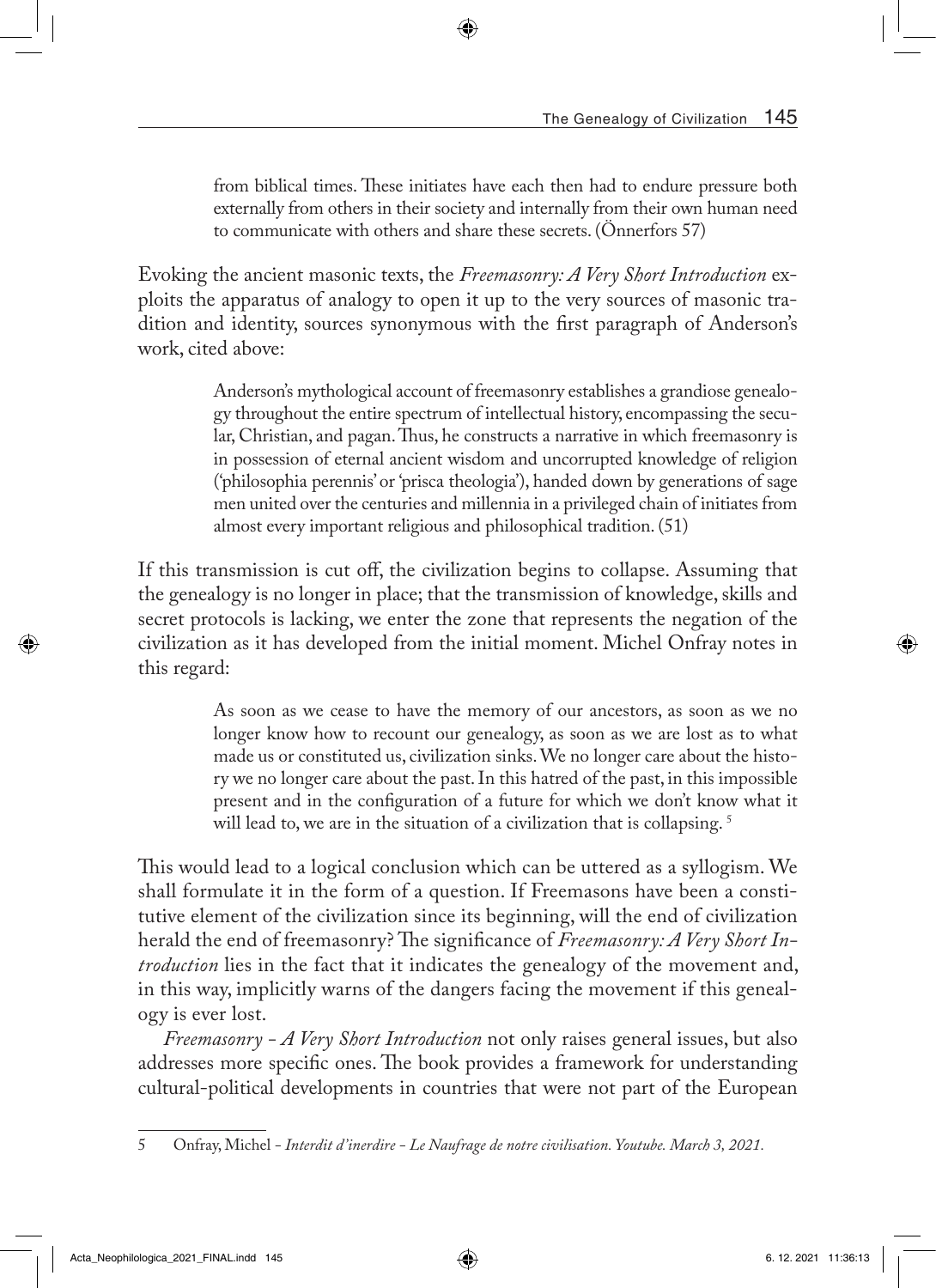> from biblical times. These initiates have each then had to endure pressure both externally from others in their society and internally from their own human need to communicate with others and share these secrets. (Önnerfors 57)

Evoking the ancient masonic texts, the *Freemasonry: A Very Short Introduction* exploits the apparatus of analogy to open it up to the very sources of masonic tradition and identity, sources synonymous with the first paragraph of Anderson's work, cited above:

> Anderson's mythological account of freemasonry establishes a grandiose genealogy throughout the entire spectrum of intellectual history, encompassing the secular, Christian, and pagan. Thus, he constructs a narrative in which freemasonry is in possession of eternal ancient wisdom and uncorrupted knowledge of religion ('philosophia perennis' or 'prisca theologia'), handed down by generations of sage men united over the centuries and millennia in a privileged chain of initiates from almost every important religious and philosophical tradition. (51)

If this transmission is cut off, the civilization begins to collapse. Assuming that the genealogy is no longer in place; that the transmission of knowledge, skills and secret protocols is lacking, we enter the zone that represents the negation of the civilization as it has developed from the initial moment. Michel Onfray notes in this regard:

> As soon as we cease to have the memory of our ancestors, as soon as we no longer know how to recount our genealogy, as soon as we are lost as to what made us or constituted us, civilization sinks. We no longer care about the history we no longer care about the past. In this hatred of the past, in this impossible present and in the configuration of a future for which we don't know what it will lead to, we are in the situation of a civilization that is collapsing. [5]

This would lead to a logical conclusion which can be uttered as a syllogism. We shall formulate it in the form of a question. If Freemasons have been a constitutive element of the civilization since its beginning, will the end of civilization herald the end of freemasonry? The significance of *Freemasonry: A Very Short Introduction* lies in the fact that it indicates the genealogy of the movement and, in this way, implicitly warns of the dangers facing the movement if this genealogy is ever lost.

*Freemasonry - A Very Short Introduction* not only raises general issues, but also addresses more specific ones. The book provides a framework for understanding cultural-political developments in countries that were not part of the European

---

5 Onfray, Michel - *Interdit d'inerdire - Le Naufrage de notre civilisation. Youtube. March 3, 2021.*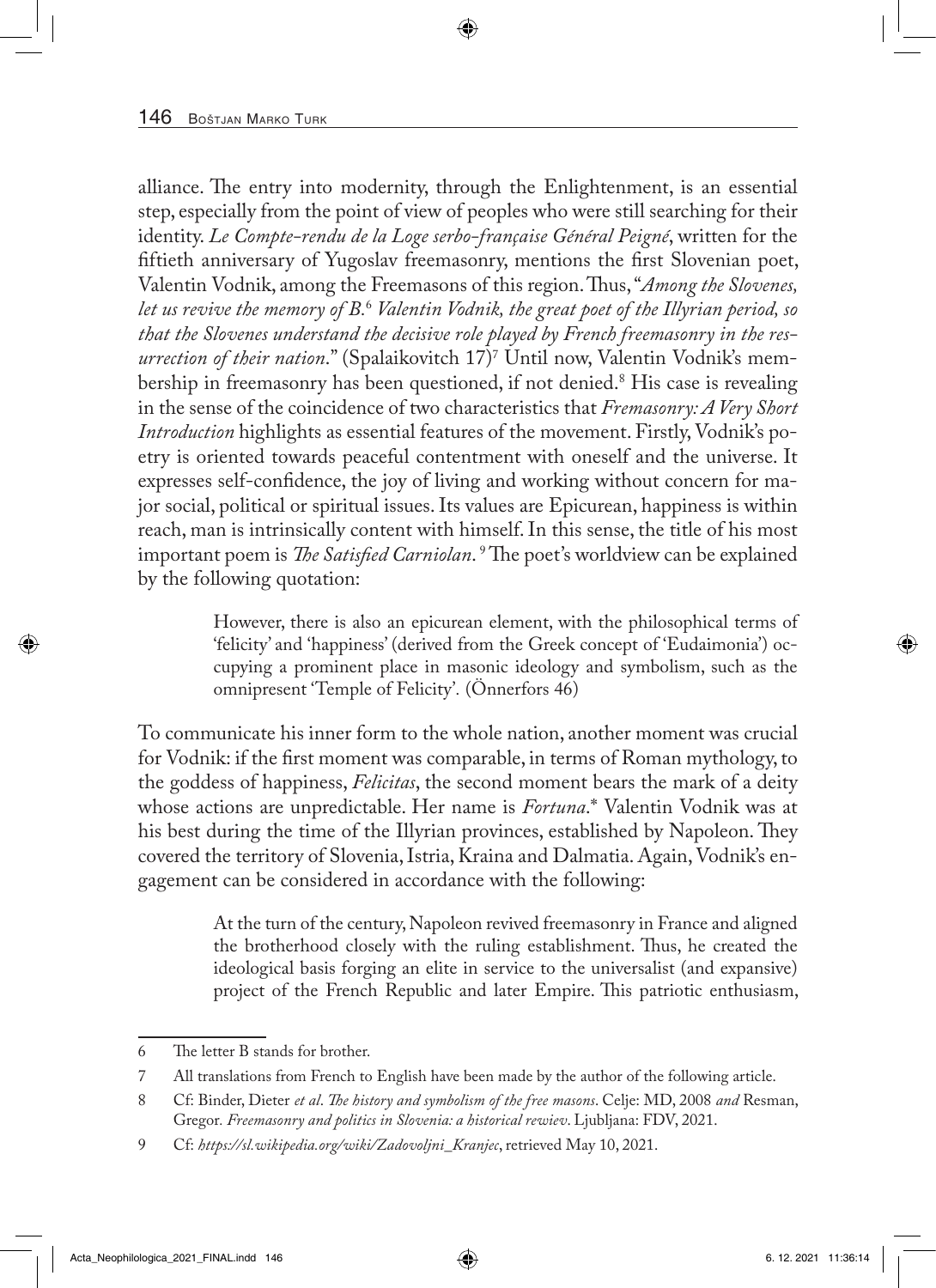alliance. The entry into modernity, through the Enlightenment, is an essential step, especially from the point of view of peoples who were still searching for their identity. *Le Compte-rendu de la Loge serbo-française Général Peigné*, written for the fiftieth anniversary of Yugoslav freemasonry, mentions the first Slovenian poet, Valentin Vodnik, among the Freemasons of this region. Thus, "*Among the Slovenes, let us revive the memory of B.*[6] *Valentin Vodnik, the great poet of the Illyrian period, so that the Slovenes understand the decisive role played by French freemasonry in the resurrection of their nation*." (Spalaikovitch 17)[7] Until now, Valentin Vodnik's membership in freemasonry has been questioned, if not denied.[8] His case is revealing in the sense of the coincidence of two characteristics that *Fremasonry: A Very Short Introduction* highlights as essential features of the movement. Firstly, Vodnik's poetry is oriented towards peaceful contentment with oneself and the universe. It expresses self-confidence, the joy of living and working without concern for major social, political or spiritual issues. Its values are Epicurean, happiness is within reach, man is intrinsically content with himself. In this sense, the title of his most important poem is *The Satisfied Carniolan*.[9] The poet's worldview can be explained by the following quotation:

> However, there is also an epicurean element, with the philosophical terms of 'felicity' and 'happiness' (derived from the Greek concept of 'Eudaimonia') occupying a prominent place in masonic ideology and symbolism, such as the omnipresent 'Temple of Felicity'. (Önnerfors 46)

To communicate his inner form to the whole nation, another moment was crucial for Vodnik: if the first moment was comparable, in terms of Roman mythology, to the goddess of happiness, *Felicitas*, the second moment bears the mark of a deity whose actions are unpredictable. Her name is *Fortuna*.* Valentin Vodnik was at his best during the time of the Illyrian provinces, established by Napoleon. They covered the territory of Slovenia, Istria, Kraina and Dalmatia. Again, Vodnik's engagement can be considered in accordance with the following:

> At the turn of the century, Napoleon revived freemasonry in France and aligned the brotherhood closely with the ruling establishment. Thus, he created the ideological basis forging an elite in service to the universalist (and expansive) project of the French Republic and later Empire. This patriotic enthusiasm,

6 The letter B stands for brother.

7 All translations from French to English have been made by the author of the following article.

8 Cf: Binder, Dieter *et al*. *The history and symbolism of the free masons*. Celje: MD, 2008 *and* Resman, Gregor. *Freemasonry and politics in Slovenia: a historical rewiev*. Ljubljana: FDV, 2021.

9 Cf: *https://sl.wikipedia.org/wiki/Zadovoljni_Kranjec*, retrieved May 10, 2021.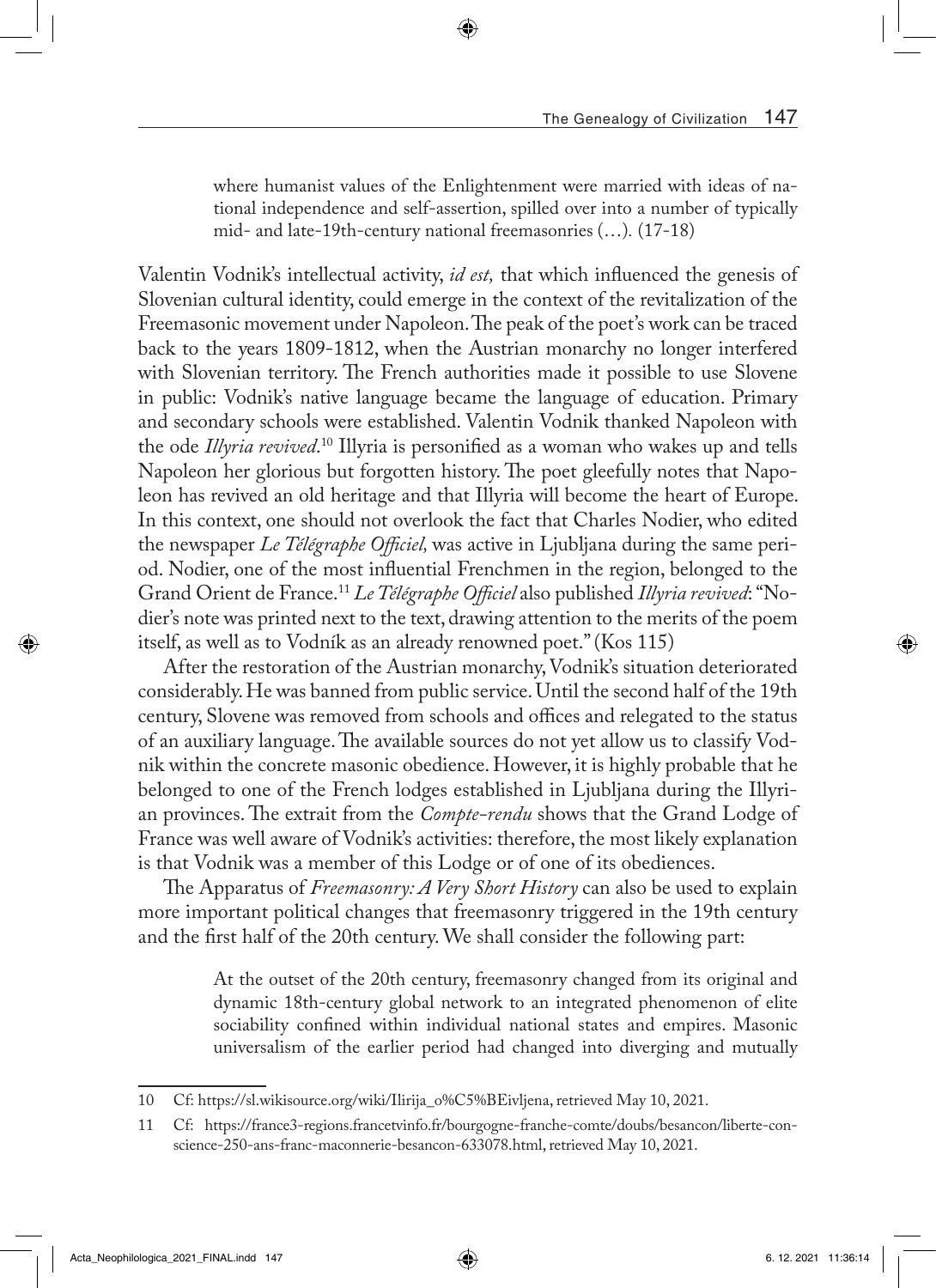> where humanist values of the Enlightenment were married with ideas of national independence and self-assertion, spilled over into a number of typically mid- and late-19th-century national freemasonries (…). (17-18)

Valentin Vodnik's intellectual activity, *id est,* that which influenced the genesis of Slovenian cultural identity, could emerge in the context of the revitalization of the Freemasonic movement under Napoleon. The peak of the poet's work can be traced back to the years 1809-1812, when the Austrian monarchy no longer interfered with Slovenian territory. The French authorities made it possible to use Slovene in public: Vodnik's native language became the language of education. Primary and secondary schools were established. Valentin Vodnik thanked Napoleon with the ode *Illyria revived*.[10] Illyria is personified as a woman who wakes up and tells Napoleon her glorious but forgotten history. The poet gleefully notes that Napoleon has revived an old heritage and that Illyria will become the heart of Europe. In this context, one should not overlook the fact that Charles Nodier, who edited the newspaper *Le Télégraphe Officiel,* was active in Ljubljana during the same period. Nodier, one of the most influential Frenchmen in the region, belonged to the Grand Orient de France.[11] *Le Télégraphe Officiel* also published *Illyria revived*: "Nodier's note was printed next to the text, drawing attention to the merits of the poem itself, as well as to Vodník as an already renowned poet." (Kos 115)

After the restoration of the Austrian monarchy, Vodnik's situation deteriorated considerably. He was banned from public service. Until the second half of the 19th century, Slovene was removed from schools and offices and relegated to the status of an auxiliary language. The available sources do not yet allow us to classify Vodnik within the concrete masonic obedience. However, it is highly probable that he belonged to one of the French lodges established in Ljubljana during the Illyrian provinces. The extrait from the *Compte-rendu* shows that the Grand Lodge of France was well aware of Vodnik's activities: therefore, the most likely explanation is that Vodnik was a member of this Lodge or of one of its obediences.

The Apparatus of *Freemasonry: A Very Short History* can also be used to explain more important political changes that freemasonry triggered in the 19th century and the first half of the 20th century. We shall consider the following part:

> At the outset of the 20th century, freemasonry changed from its original and dynamic 18th-century global network to an integrated phenomenon of elite sociability confined within individual national states and empires. Masonic universalism of the earlier period had changed into diverging and mutually

---

10 Cf: https://sl.wikisource.org/wiki/Ilirija_o%C5%BEivljena, retrieved May 10, 2021.

11 Cf: https://france3-regions.francetvinfo.fr/bourgogne-franche-comte/doubs/besancon/liberte-conscience-250-ans-franc-maconnerie-besancon-633078.html, retrieved May 10, 2021.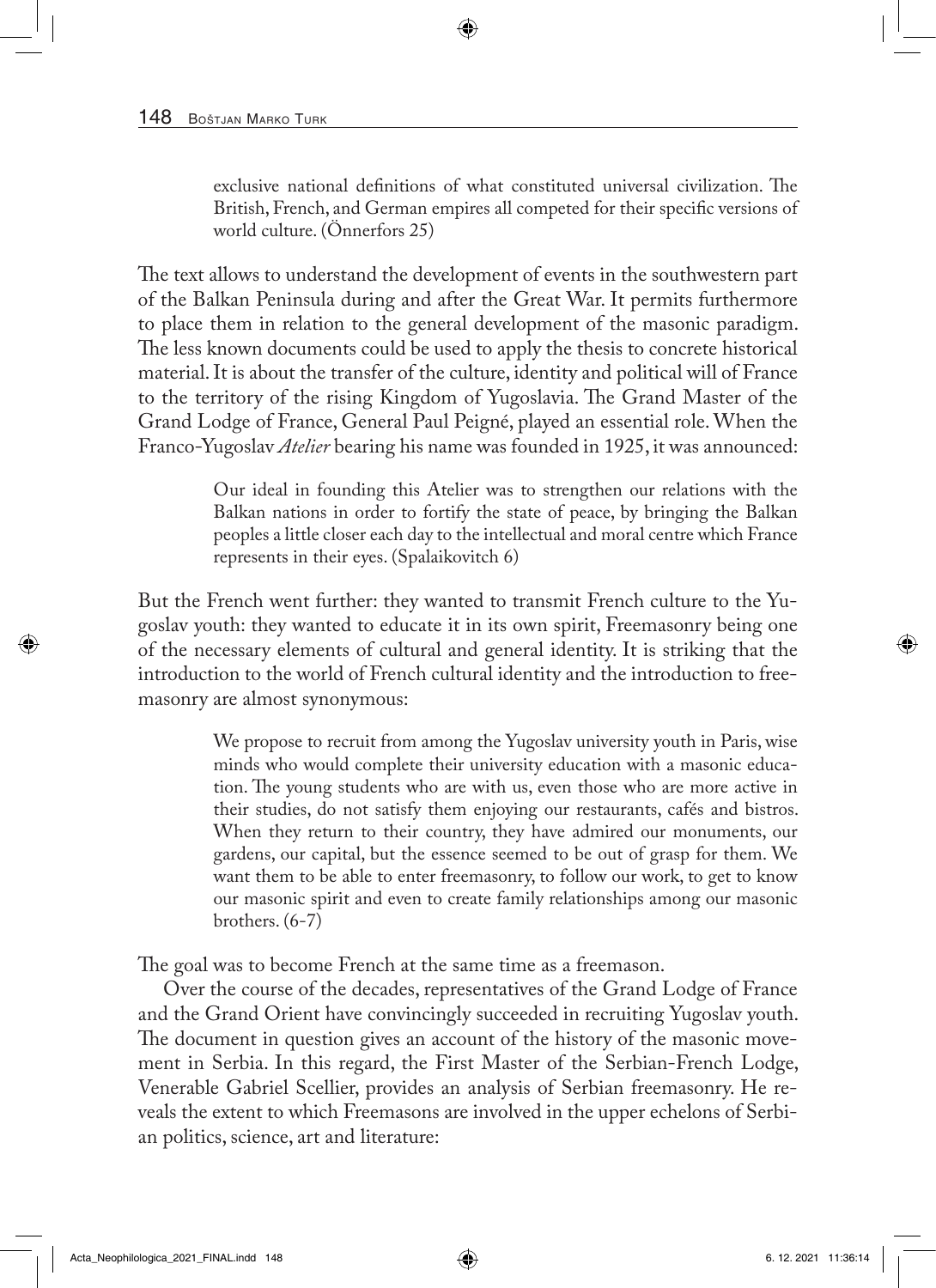> exclusive national definitions of what constituted universal civilization. The British, French, and German empires all competed for their specific versions of world culture. (Önnerfors 25)

The text allows to understand the development of events in the southwestern part of the Balkan Peninsula during and after the Great War. It permits furthermore to place them in relation to the general development of the masonic paradigm. The less known documents could be used to apply the thesis to concrete historical material. It is about the transfer of the culture, identity and political will of France to the territory of the rising Kingdom of Yugoslavia. The Grand Master of the Grand Lodge of France, General Paul Peigné, played an essential role. When the Franco-Yugoslav *Atelier* bearing his name was founded in 1925, it was announced:

> Our ideal in founding this Atelier was to strengthen our relations with the Balkan nations in order to fortify the state of peace, by bringing the Balkan peoples a little closer each day to the intellectual and moral centre which France represents in their eyes. (Spalaikovitch 6)

But the French went further: they wanted to transmit French culture to the Yugoslav youth: they wanted to educate it in its own spirit, Freemasonry being one of the necessary elements of cultural and general identity. It is striking that the introduction to the world of French cultural identity and the introduction to freemasonry are almost synonymous:

> We propose to recruit from among the Yugoslav university youth in Paris, wise minds who would complete their university education with a masonic education. The young students who are with us, even those who are more active in their studies, do not satisfy them enjoying our restaurants, cafés and bistros. When they return to their country, they have admired our monuments, our gardens, our capital, but the essence seemed to be out of grasp for them. We want them to be able to enter freemasonry, to follow our work, to get to know our masonic spirit and even to create family relationships among our masonic brothers. (6-7)

The goal was to become French at the same time as a freemason.

Over the course of the decades, representatives of the Grand Lodge of France and the Grand Orient have convincingly succeeded in recruiting Yugoslav youth. The document in question gives an account of the history of the masonic movement in Serbia. In this regard, the First Master of the Serbian-French Lodge, Venerable Gabriel Scellier, provides an analysis of Serbian freemasonry. He reveals the extent to which Freemasons are involved in the upper echelons of Serbian politics, science, art and literature: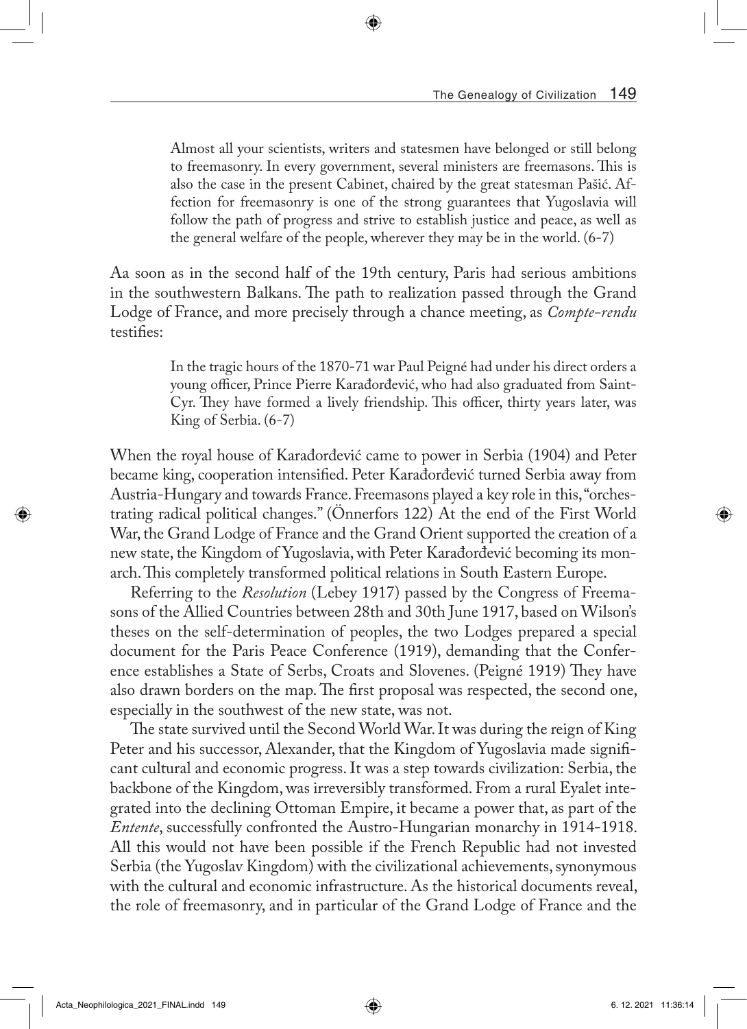> Almost all your scientists, writers and statesmen have belonged or still belong to freemasonry. In every government, several ministers are freemasons. This is also the case in the present Cabinet, chaired by the great statesman Pašić. Affection for freemasonry is one of the strong guarantees that Yugoslavia will follow the path of progress and strive to establish justice and peace, as well as the general welfare of the people, wherever they may be in the world. (6-7)

Aa soon as in the second half of the 19th century, Paris had serious ambitions in the southwestern Balkans. The path to realization passed through the Grand Lodge of France, and more precisely through a chance meeting, as *Compte-rendu* testifies:

> In the tragic hours of the 1870-71 war Paul Peigné had under his direct orders a young officer, Prince Pierre Karađorđević, who had also graduated from Saint-Cyr. They have formed a lively friendship. This officer, thirty years later, was King of Serbia. (6-7)

When the royal house of Karađorđević came to power in Serbia (1904) and Peter became king, cooperation intensified. Peter Karađorđević turned Serbia away from Austria-Hungary and towards France. Freemasons played a key role in this, "orchestrating radical political changes." (Önnerfors 122) At the end of the First World War, the Grand Lodge of France and the Grand Orient supported the creation of a new state, the Kingdom of Yugoslavia, with Peter Karađorđević becoming its monarch. This completely transformed political relations in South Eastern Europe.

Referring to the *Resolution* (Lebey 1917) passed by the Congress of Freemasons of the Allied Countries between 28th and 30th June 1917, based on Wilson's theses on the self-determination of peoples, the two Lodges prepared a special document for the Paris Peace Conference (1919), demanding that the Conference establishes a State of Serbs, Croats and Slovenes. (Peigné 1919) They have also drawn borders on the map. The first proposal was respected, the second one, especially in the southwest of the new state, was not.

The state survived until the Second World War. It was during the reign of King Peter and his successor, Alexander, that the Kingdom of Yugoslavia made significant cultural and economic progress. It was a step towards civilization: Serbia, the backbone of the Kingdom, was irreversibly transformed. From a rural Eyalet integrated into the declining Ottoman Empire, it became a power that, as part of the *Entente*, successfully confronted the Austro-Hungarian monarchy in 1914-1918. All this would not have been possible if the French Republic had not invested Serbia (the Yugoslav Kingdom) with the civilizational achievements, synonymous with the cultural and economic infrastructure. As the historical documents reveal, the role of freemasonry, and in particular of the Grand Lodge of France and the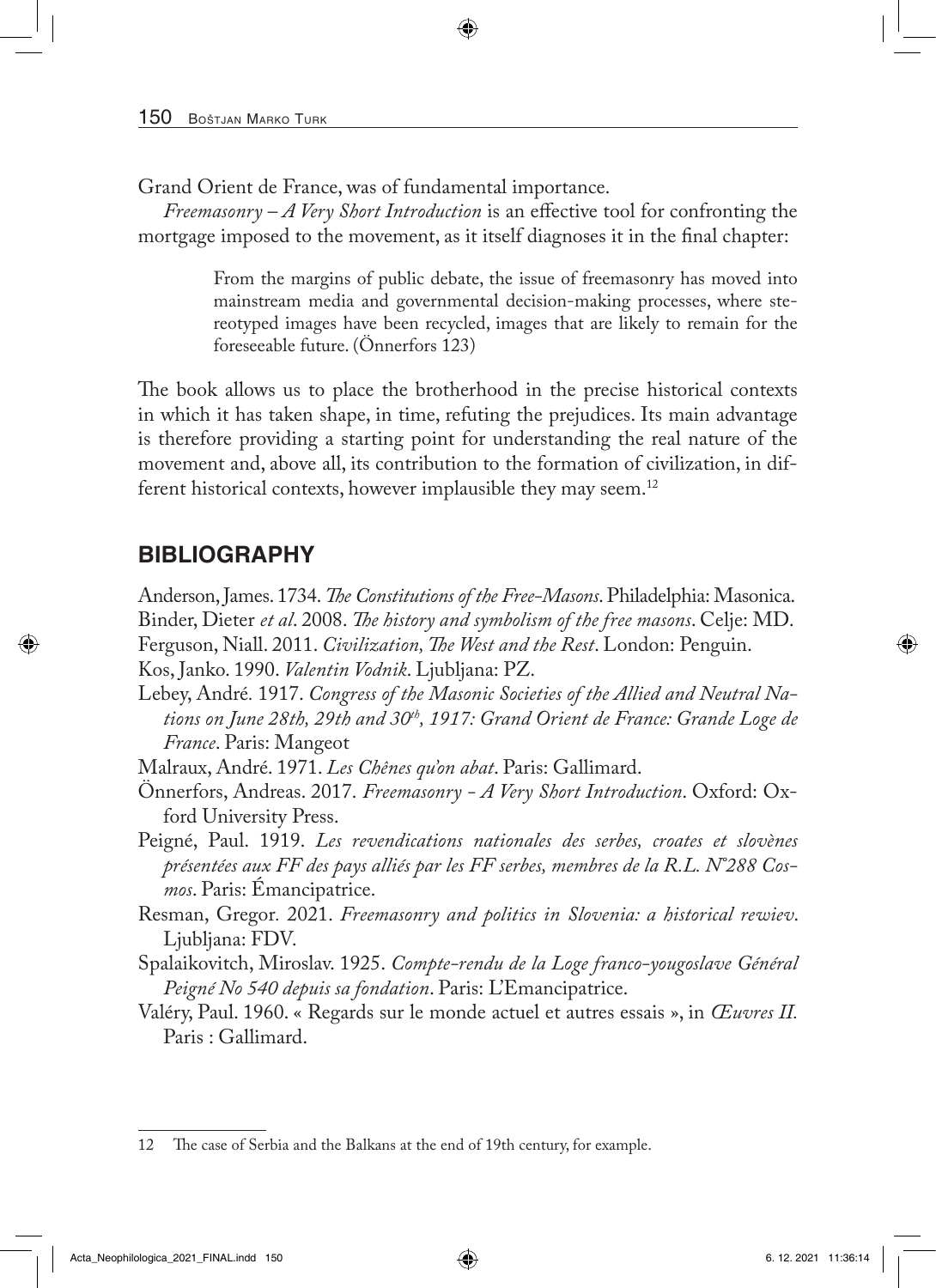Grand Orient de France, was of fundamental importance.

*Freemasonry – A Very Short Introduction* is an effective tool for confronting the mortgage imposed to the movement, as it itself diagnoses it in the final chapter:

> From the margins of public debate, the issue of freemasonry has moved into mainstream media and governmental decision-making processes, where stereotyped images have been recycled, images that are likely to remain for the foreseeable future. (Önnerfors 123)

The book allows us to place the brotherhood in the precise historical contexts in which it has taken shape, in time, refuting the prejudices. Its main advantage is therefore providing a starting point for understanding the real nature of the movement and, above all, its contribution to the formation of civilization, in different historical contexts, however implausible they may seem.[12]

## BIBLIOGRAPHY

Anderson, James. 1734. *The Constitutions of the Free-Masons*. Philadelphia: Masonica.

Binder, Dieter *et al*. 2008. *The history and symbolism of the free masons*. Celje: MD.

Ferguson, Niall. 2011. *Civilization, The West and the Rest*. London: Penguin.

Kos, Janko. 1990. *Valentin Vodnik*. Ljubljana: PZ.

Lebey, André. 1917. *Congress of the Masonic Societies of the Allied and Neutral Nations on June 28th, 29th and 30th, 1917: Grand Orient de France: Grande Loge de France*. Paris: Mangeot

Malraux, André. 1971. *Les Chênes qu'on abat*. Paris: Gallimard.

Önnerfors, Andreas. 2017. *Freemasonry - A Very Short Introduction*. Oxford: Oxford University Press.

Peigné, Paul. 1919. *Les revendications nationales des serbes, croates et slovènes présentées aux FF des pays alliés par les FF serbes, membres de la R.L. N°288 Cosmos*. Paris: Émancipatrice.

Resman, Gregor. 2021. *Freemasonry and politics in Slovenia: a historical rewiev*. Ljubljana: FDV.

Spalaikovitch, Miroslav. 1925. *Compte-rendu de la Loge franco-yougoslave Général Peigné No 540 depuis sa fondation*. Paris: L'Emancipatrice.

Valéry, Paul. 1960. « Regards sur le monde actuel et autres essais », in *Œuvres II.* Paris : Gallimard.

---

12 The case of Serbia and the Balkans at the end of 19th century, for example.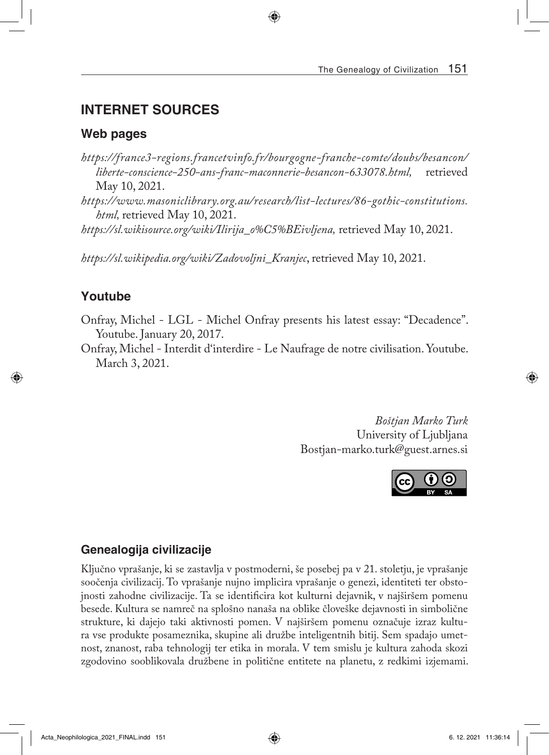## INTERNET SOURCES

### Web pages

*https://france3-regions.francetvinfo.fr/bourgogne-franche-comte/doubs/besancon/liberte-conscience-250-ans-franc-maconnerie-besancon-633078.html,* retrieved May 10, 2021.

*https://www.masoniclibrary.org.au/research/list-lectures/86-gothic-constitutions.html,* retrieved May 10, 2021.

*https://sl.wikisource.org/wiki/Ilirija_o%C5%BEivljena,* retrieved May 10, 2021.

*https://sl.wikipedia.org/wiki/Zadovoljni_Kranjec*, retrieved May 10, 2021.

### Youtube

Onfray, Michel - LGL - Michel Onfray presents his latest essay: "Decadence". Youtube. January 20, 2017.

Onfray, Michel - Interdit d'interdire - Le Naufrage de notre civilisation. Youtube. March 3, 2021.

*Boštjan Marko Turk*
University of Ljubljana
Bostjan-marko.turk@guest.arnes.si

### Genealogija civilizacije

Ključno vprašanje, ki se zastavlja v postmoderni, še posebej pa v 21. stoletju, je vprašanje soočenja civilizacij. To vprašanje nujno implicira vprašanje o genezi, identiteti ter obstojnosti zahodne civilizacije. Ta se identificira kot kulturni dejavnik, v najširšem pomenu besede. Kultura se namreč na splošno nanaša na oblike človeške dejavnosti in simbolične strukture, ki dajejo taki aktivnosti pomen. V najširšem pomenu označuje izraz kultura vse produkte posameznika, skupine ali družbe inteligentnih bitij. Sem spadajo umetnost, znanost, raba tehnologij ter etika in morala. V tem smislu je kultura zahoda skozi zgodovino sooblikovala družbene in politične entitete na planetu, z redkimi izjemami.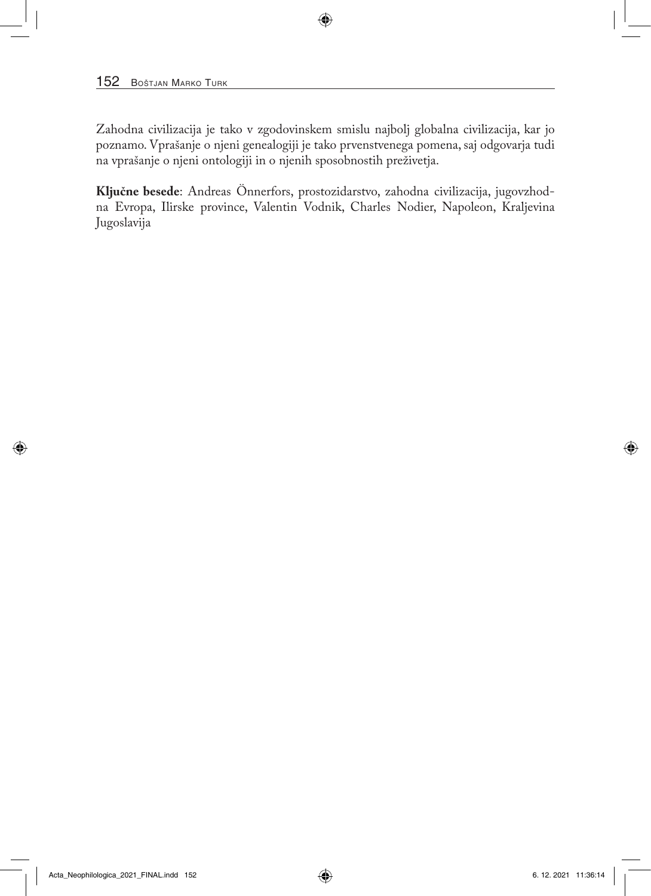Zahodna civilizacija je tako v zgodovinskem smislu najbolj globalna civilizacija, kar jo poznamo. Vprašanje o njeni genealogiji je tako prvenstvenega pomena, saj odgovarja tudi na vprašanje o njeni ontologiji in o njenih sposobnostih preživetja.

**Ključne besede**: Andreas Önnerfors, prostozidarstvo, zahodna civilizacija, jugovzhodna Evropa, Ilirske province, Valentin Vodnik, Charles Nodier, Napoleon, Kraljevina Jugoslavija